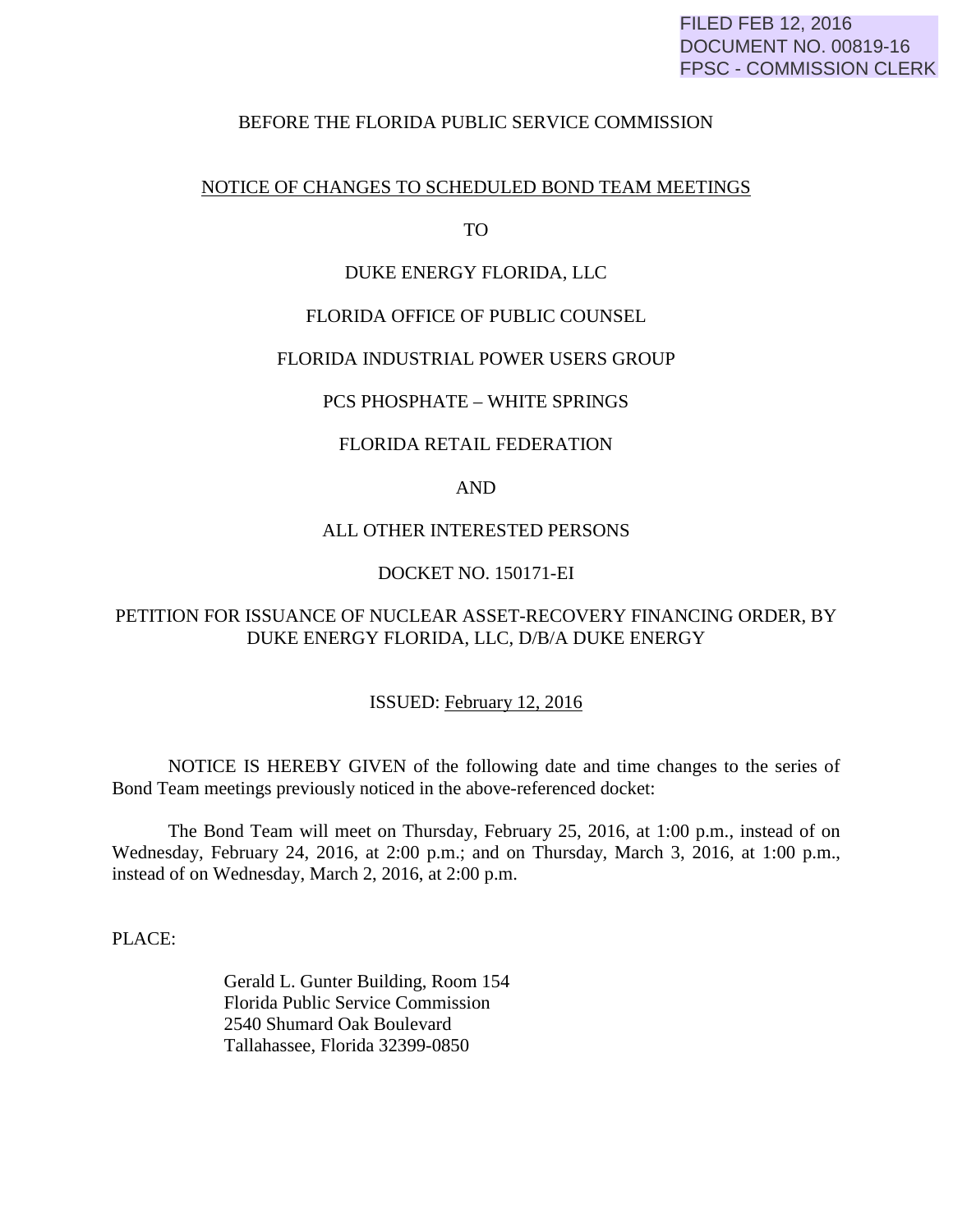FILED FEB 12, 2016
DOCUMENT NO. 00819-16
FPSC - COMMISSION CLERK

BEFORE THE FLORIDA PUBLIC SERVICE COMMISSION

NOTICE OF CHANGES TO SCHEDULED BOND TEAM MEETINGS

TO

DUKE ENERGY FLORIDA, LLC

FLORIDA OFFICE OF PUBLIC COUNSEL

FLORIDA INDUSTRIAL POWER USERS GROUP

PCS PHOSPHATE – WHITE SPRINGS

FLORIDA RETAIL FEDERATION

AND

ALL OTHER INTERESTED PERSONS

DOCKET NO. 150171-EI

PETITION FOR ISSUANCE OF NUCLEAR ASSET-RECOVERY FINANCING ORDER, BY DUKE ENERGY FLORIDA, LLC, D/B/A DUKE ENERGY

ISSUED: February 12, 2016

NOTICE IS HEREBY GIVEN of the following date and time changes to the series of Bond Team meetings previously noticed in the above-referenced docket:

The Bond Team will meet on Thursday, February 25, 2016, at 1:00 p.m., instead of on Wednesday, February 24, 2016, at 2:00 p.m.; and on Thursday, March 3, 2016, at 1:00 p.m., instead of on Wednesday, March 2, 2016, at 2:00 p.m.

PLACE:

Gerald L. Gunter Building, Room 154
Florida Public Service Commission
2540 Shumard Oak Boulevard
Tallahassee, Florida 32399-0850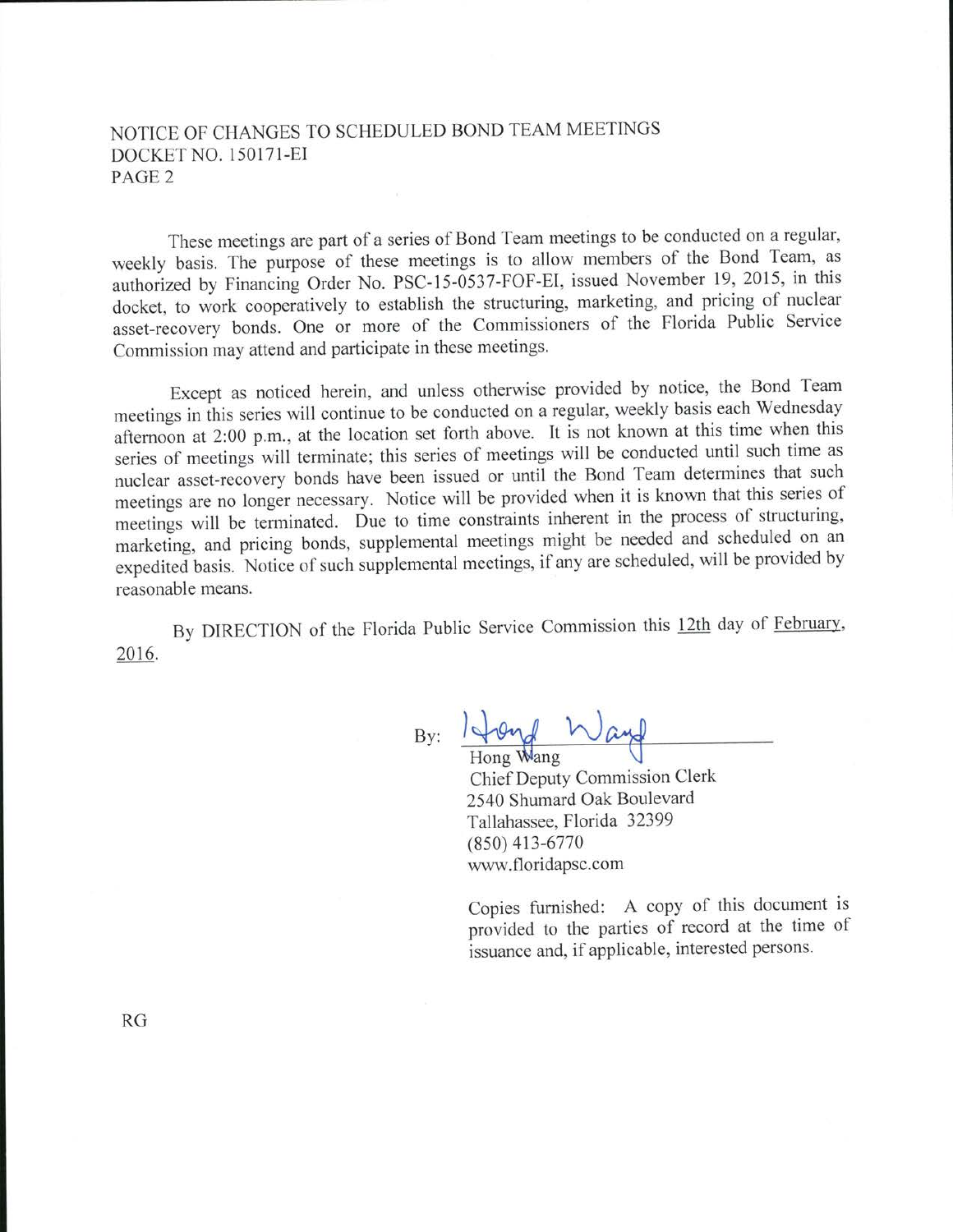These meetings are part of a series of Bond Team meetings to be conducted on a regular, weekly basis. The purpose of these meetings is to allow members of the Bond Team, as authorized by Financing Order No. PSC-15-0537-FOF-EI, issued November 19, 2015, in this docket, to work cooperatively to establish the structuring, marketing, and pricing of nuclear asset-recovery bonds. One or more of the Commissioners of the Florida Public Service Commission may attend and participate in these meetings.

Except as noticed herein, and unless otherwise provided by notice, the Bond Team meetings in this series will continue to be conducted on a regular, weekly basis each Wednesday afternoon at 2:00 p.m., at the location set forth above. It is not known at this time when this series of meetings will terminate; this series of meetings will be conducted until such time as nuclear asset-recovery bonds have been issued or until the Bond Team determines that such meetings are no longer necessary. Notice will be provided when it is known that this series of meetings will be terminated. Due to time constraints inherent in the process of structuring, marketing, and pricing bonds, supplemental meetings might be needed and scheduled on an expedited basis. Notice of such supplemental meetings, if any are scheduled, will be provided by reasonable means.

By DIRECTION of the Florida Public Service Commission this 12th day of February, 2016.

By: Hong Wang

Hong Wang
Chief Deputy Commission Clerk
2540 Shumard Oak Boulevard
Tallahassee, Florida 32399
(850) 413-6770
www.floridapsc.com

Copies furnished: A copy of this document is provided to the parties of record at the time of issuance and, if applicable, interested persons.

RG